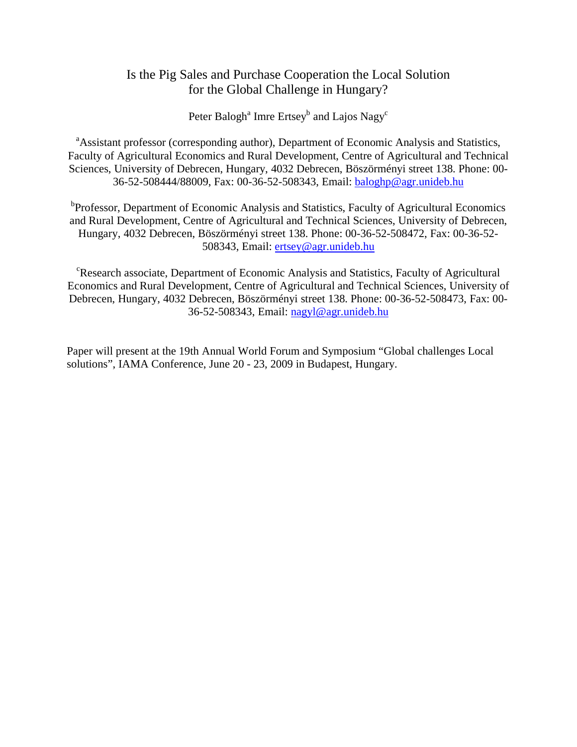# Is the Pig Sales and Purchase Cooperation the Local Solution for the Global Challenge in Hungary?

Peter Balogh[a] Imre Ertsey[b] and Lajos Nagy[c]

[a]Assistant professor (corresponding author), Department of Economic Analysis and Statistics, Faculty of Agricultural Economics and Rural Development, Centre of Agricultural and Technical Sciences, University of Debrecen, Hungary, 4032 Debrecen, Böszörményi street 138. Phone: 00-36-52-508444/88009, Fax: 00-36-52-508343, Email: baloghp@agr.unideb.hu

[b]Professor, Department of Economic Analysis and Statistics, Faculty of Agricultural Economics and Rural Development, Centre of Agricultural and Technical Sciences, University of Debrecen, Hungary, 4032 Debrecen, Böszörményi street 138. Phone: 00-36-52-508472, Fax: 00-36-52-508343, Email: ertsey@agr.unideb.hu

[c]Research associate, Department of Economic Analysis and Statistics, Faculty of Agricultural Economics and Rural Development, Centre of Agricultural and Technical Sciences, University of Debrecen, Hungary, 4032 Debrecen, Böszörményi street 138. Phone: 00-36-52-508473, Fax: 00-36-52-508343, Email: nagyl@agr.unideb.hu

Paper will present at the 19th Annual World Forum and Symposium "Global challenges Local solutions", IAMA Conference, June 20 - 23, 2009 in Budapest, Hungary.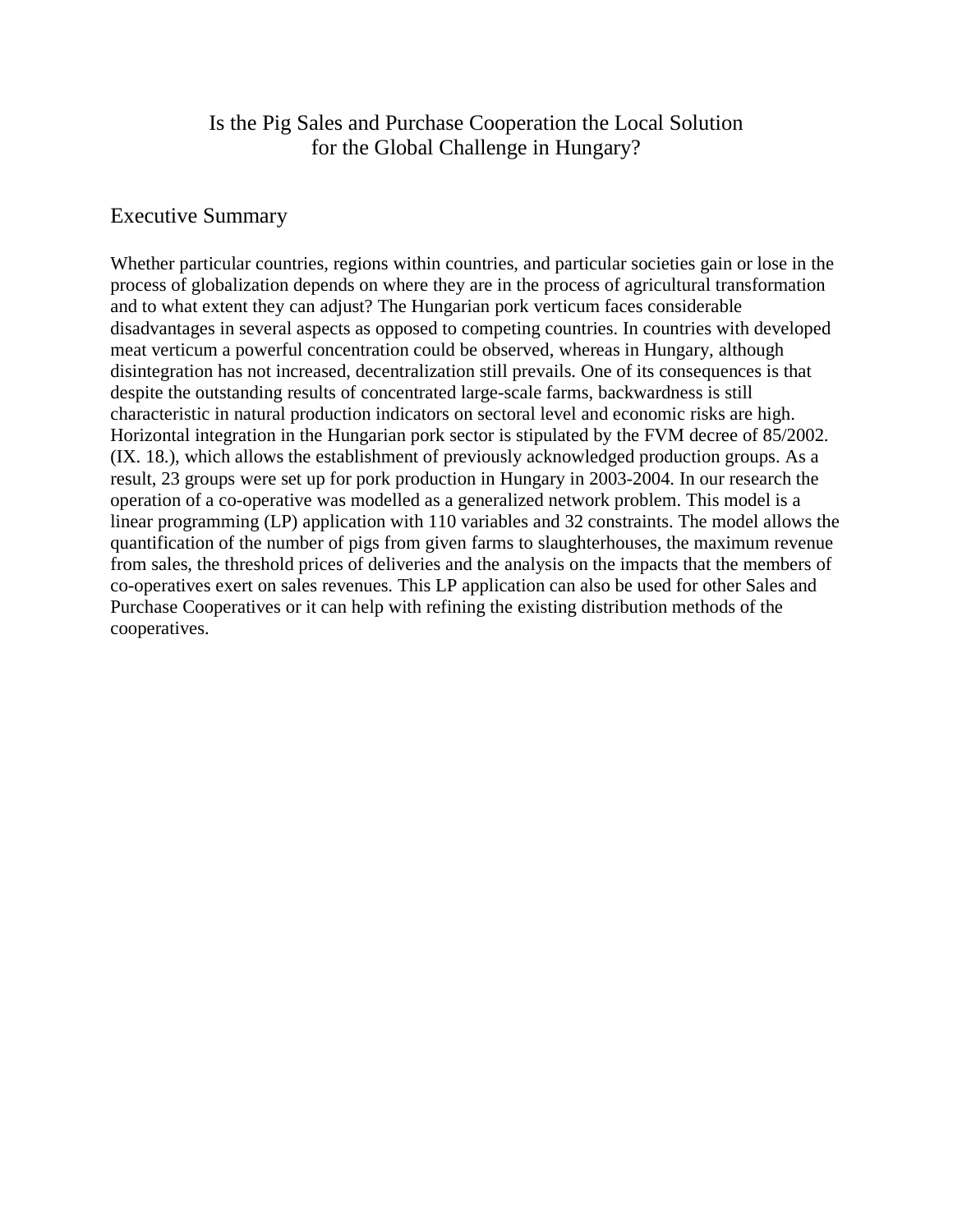# Is the Pig Sales and Purchase Cooperation the Local Solution for the Global Challenge in Hungary?

## Executive Summary

Whether particular countries, regions within countries, and particular societies gain or lose in the process of globalization depends on where they are in the process of agricultural transformation and to what extent they can adjust? The Hungarian pork verticum faces considerable disadvantages in several aspects as opposed to competing countries. In countries with developed meat verticum a powerful concentration could be observed, whereas in Hungary, although disintegration has not increased, decentralization still prevails. One of its consequences is that despite the outstanding results of concentrated large-scale farms, backwardness is still characteristic in natural production indicators on sectoral level and economic risks are high. Horizontal integration in the Hungarian pork sector is stipulated by the FVM decree of 85/2002. (IX. 18.), which allows the establishment of previously acknowledged production groups. As a result, 23 groups were set up for pork production in Hungary in 2003-2004. In our research the operation of a co-operative was modelled as a generalized network problem. This model is a linear programming (LP) application with 110 variables and 32 constraints. The model allows the quantification of the number of pigs from given farms to slaughterhouses, the maximum revenue from sales, the threshold prices of deliveries and the analysis on the impacts that the members of co-operatives exert on sales revenues. This LP application can also be used for other Sales and Purchase Cooperatives or it can help with refining the existing distribution methods of the cooperatives.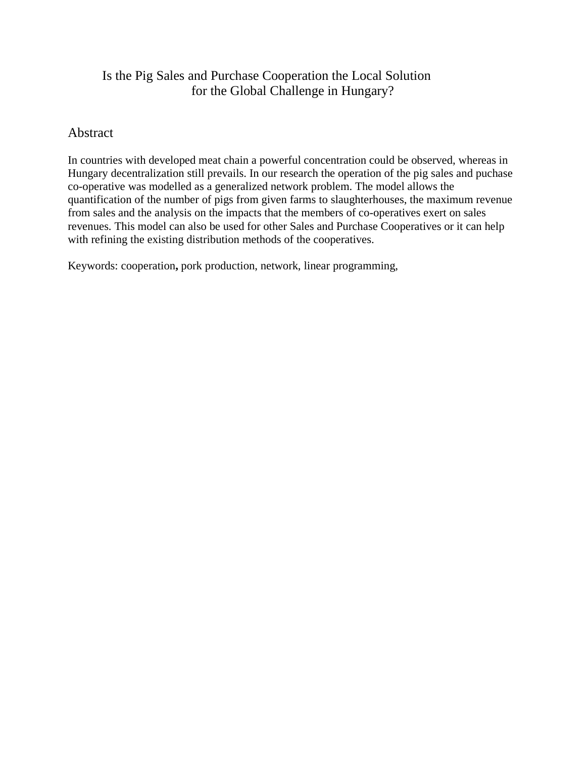# Is the Pig Sales and Purchase Cooperation the Local Solution for the Global Challenge in Hungary?

## Abstract

In countries with developed meat chain a powerful concentration could be observed, whereas in Hungary decentralization still prevails. In our research the operation of the pig sales and puchase co-operative was modelled as a generalized network problem. The model allows the quantification of the number of pigs from given farms to slaughterhouses, the maximum revenue from sales and the analysis on the impacts that the members of co-operatives exert on sales revenues. This model can also be used for other Sales and Purchase Cooperatives or it can help with refining the existing distribution methods of the cooperatives.

Keywords: cooperation**,** pork production, network, linear programming,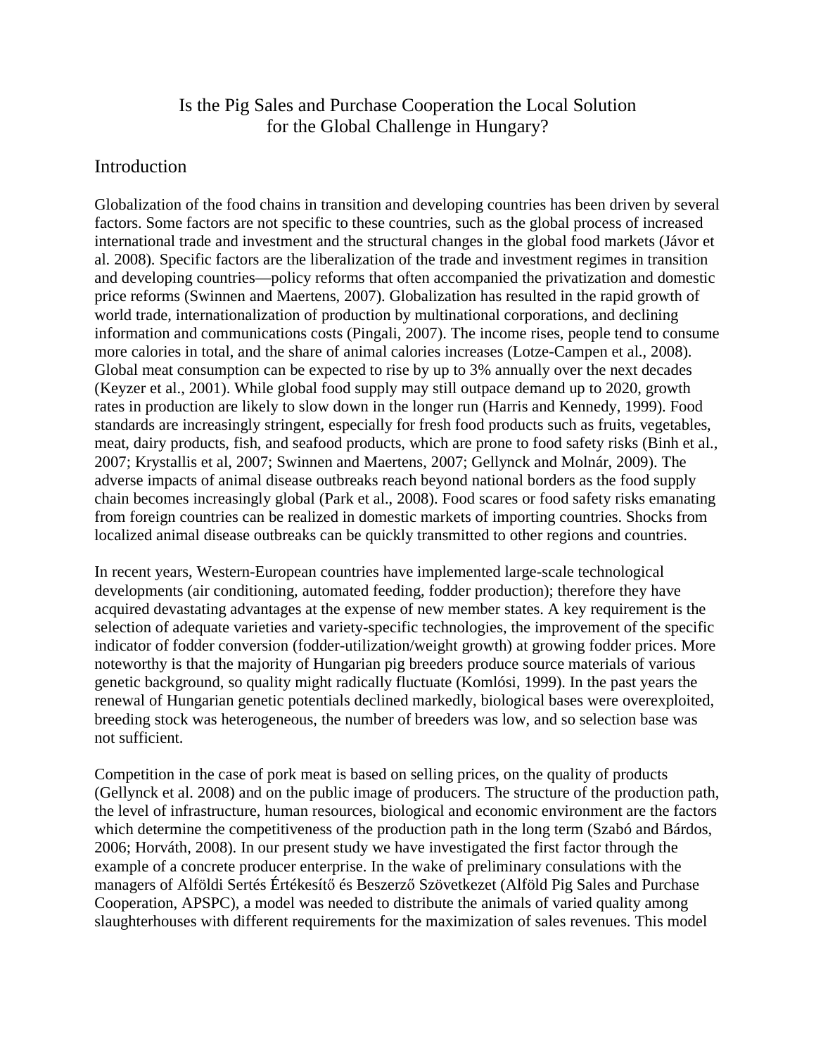# Is the Pig Sales and Purchase Cooperation the Local Solution for the Global Challenge in Hungary?

## Introduction

Globalization of the food chains in transition and developing countries has been driven by several factors. Some factors are not specific to these countries, such as the global process of increased international trade and investment and the structural changes in the global food markets (Jávor et al. 2008). Specific factors are the liberalization of the trade and investment regimes in transition and developing countries—policy reforms that often accompanied the privatization and domestic price reforms (Swinnen and Maertens, 2007). Globalization has resulted in the rapid growth of world trade, internationalization of production by multinational corporations, and declining information and communications costs (Pingali, 2007). The income rises, people tend to consume more calories in total, and the share of animal calories increases (Lotze-Campen et al., 2008). Global meat consumption can be expected to rise by up to 3% annually over the next decades (Keyzer et al., 2001). While global food supply may still outpace demand up to 2020, growth rates in production are likely to slow down in the longer run (Harris and Kennedy, 1999). Food standards are increasingly stringent, especially for fresh food products such as fruits, vegetables, meat, dairy products, fish, and seafood products, which are prone to food safety risks (Binh et al., 2007; Krystallis et al, 2007; Swinnen and Maertens, 2007; Gellynck and Molnár, 2009). The adverse impacts of animal disease outbreaks reach beyond national borders as the food supply chain becomes increasingly global (Park et al., 2008). Food scares or food safety risks emanating from foreign countries can be realized in domestic markets of importing countries. Shocks from localized animal disease outbreaks can be quickly transmitted to other regions and countries.

In recent years, Western-European countries have implemented large-scale technological developments (air conditioning, automated feeding, fodder production); therefore they have acquired devastating advantages at the expense of new member states. A key requirement is the selection of adequate varieties and variety-specific technologies, the improvement of the specific indicator of fodder conversion (fodder-utilization/weight growth) at growing fodder prices. More noteworthy is that the majority of Hungarian pig breeders produce source materials of various genetic background, so quality might radically fluctuate (Komlósi, 1999). In the past years the renewal of Hungarian genetic potentials declined markedly, biological bases were overexploited, breeding stock was heterogeneous, the number of breeders was low, and so selection base was not sufficient.

Competition in the case of pork meat is based on selling prices, on the quality of products (Gellynck et al. 2008) and on the public image of producers. The structure of the production path, the level of infrastructure, human resources, biological and economic environment are the factors which determine the competitiveness of the production path in the long term (Szabó and Bárdos, 2006; Horváth, 2008). In our present study we have investigated the first factor through the example of a concrete producer enterprise. In the wake of preliminary consulations with the managers of Alföldi Sertés Értékesítő és Beszerző Szövetkezet (Alföld Pig Sales and Purchase Cooperation, APSPC), a model was needed to distribute the animals of varied quality among slaughterhouses with different requirements for the maximization of sales revenues. This model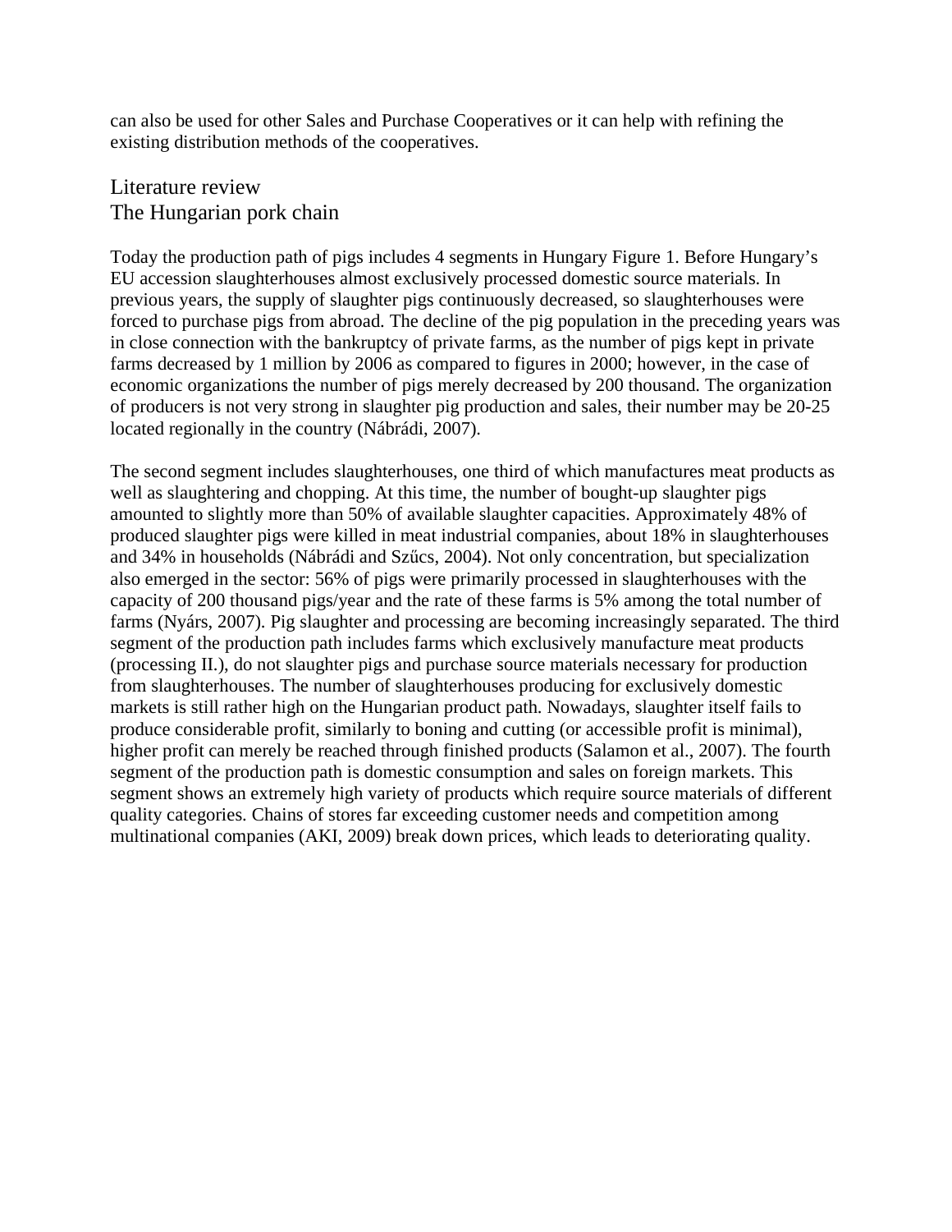can also be used for other Sales and Purchase Cooperatives or it can help with refining the existing distribution methods of the cooperatives.

## Literature review

### The Hungarian pork chain

Today the production path of pigs includes 4 segments in Hungary Figure 1. Before Hungary's EU accession slaughterhouses almost exclusively processed domestic source materials. In previous years, the supply of slaughter pigs continuously decreased, so slaughterhouses were forced to purchase pigs from abroad. The decline of the pig population in the preceding years was in close connection with the bankruptcy of private farms, as the number of pigs kept in private farms decreased by 1 million by 2006 as compared to figures in 2000; however, in the case of economic organizations the number of pigs merely decreased by 200 thousand. The organization of producers is not very strong in slaughter pig production and sales, their number may be 20-25 located regionally in the country (Nábrádi, 2007).

The second segment includes slaughterhouses, one third of which manufactures meat products as well as slaughtering and chopping. At this time, the number of bought-up slaughter pigs amounted to slightly more than 50% of available slaughter capacities. Approximately 48% of produced slaughter pigs were killed in meat industrial companies, about 18% in slaughterhouses and 34% in households (Nábrádi and Szűcs, 2004). Not only concentration, but specialization also emerged in the sector: 56% of pigs were primarily processed in slaughterhouses with the capacity of 200 thousand pigs/year and the rate of these farms is 5% among the total number of farms (Nyárs, 2007). Pig slaughter and processing are becoming increasingly separated. The third segment of the production path includes farms which exclusively manufacture meat products (processing II.), do not slaughter pigs and purchase source materials necessary for production from slaughterhouses. The number of slaughterhouses producing for exclusively domestic markets is still rather high on the Hungarian product path. Nowadays, slaughter itself fails to produce considerable profit, similarly to boning and cutting (or accessible profit is minimal), higher profit can merely be reached through finished products (Salamon et al., 2007). The fourth segment of the production path is domestic consumption and sales on foreign markets. This segment shows an extremely high variety of products which require source materials of different quality categories. Chains of stores far exceeding customer needs and competition among multinational companies (AKI, 2009) break down prices, which leads to deteriorating quality.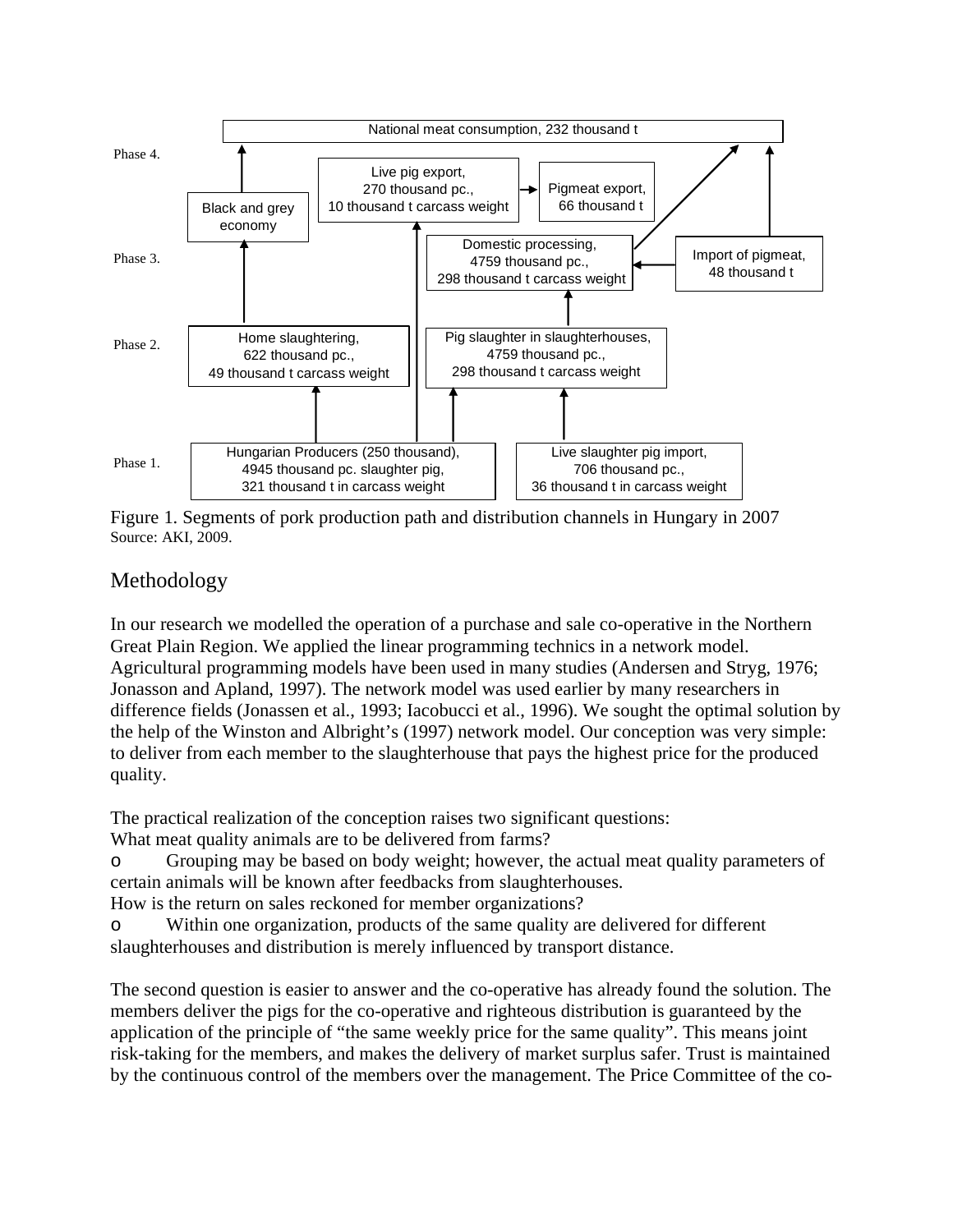Phase 4.

National meat consumption, 232 thousand t

Black and grey economy

Live pig export, 270 thousand pc., 10 thousand t carcass weight

Pigmeat export, 66 thousand t

Phase 3.

Domestic processing, 4759 thousand pc., 298 thousand t carcass weight

Import of pigmeat, 48 thousand t

Phase 2.

Home slaughtering, 622 thousand pc., 49 thousand t carcass weight

Pig slaughter in slaughterhouses, 4759 thousand pc., 298 thousand t carcass weight

Phase 1.

Hungarian Producers (250 thousand), 4945 thousand pc. slaughter pig, 321 thousand t in carcass weight

Live slaughter pig import, 706 thousand pc., 36 thousand t in carcass weight

Figure 1. Segments of pork production path and distribution channels in Hungary in 2007
Source: AKI, 2009.

## Methodology

In our research we modelled the operation of a purchase and sale co-operative in the Northern Great Plain Region. We applied the linear programming technics in a network model. Agricultural programming models have been used in many studies (Andersen and Stryg, 1976; Jonasson and Apland, 1997). The network model was used earlier by many researchers in difference fields (Jonassen et al., 1993; Iacobucci et al., 1996). We sought the optimal solution by the help of the Winston and Albright's (1997) network model. Our conception was very simple: to deliver from each member to the slaughterhouse that pays the highest price for the produced quality.

The practical realization of the conception raises two significant questions:

What meat quality animals are to be delivered from farms?

- Grouping may be based on body weight; however, the actual meat quality parameters of certain animals will be known after feedbacks from slaughterhouses.

How is the return on sales reckoned for member organizations?

- Within one organization, products of the same quality are delivered for different slaughterhouses and distribution is merely influenced by transport distance.

The second question is easier to answer and the co-operative has already found the solution. The members deliver the pigs for the co-operative and righteous distribution is guaranteed by the application of the principle of "the same weekly price for the same quality". This means joint risk-taking for the members, and makes the delivery of market surplus safer. Trust is maintained by the continuous control of the members over the management. The Price Committee of the co-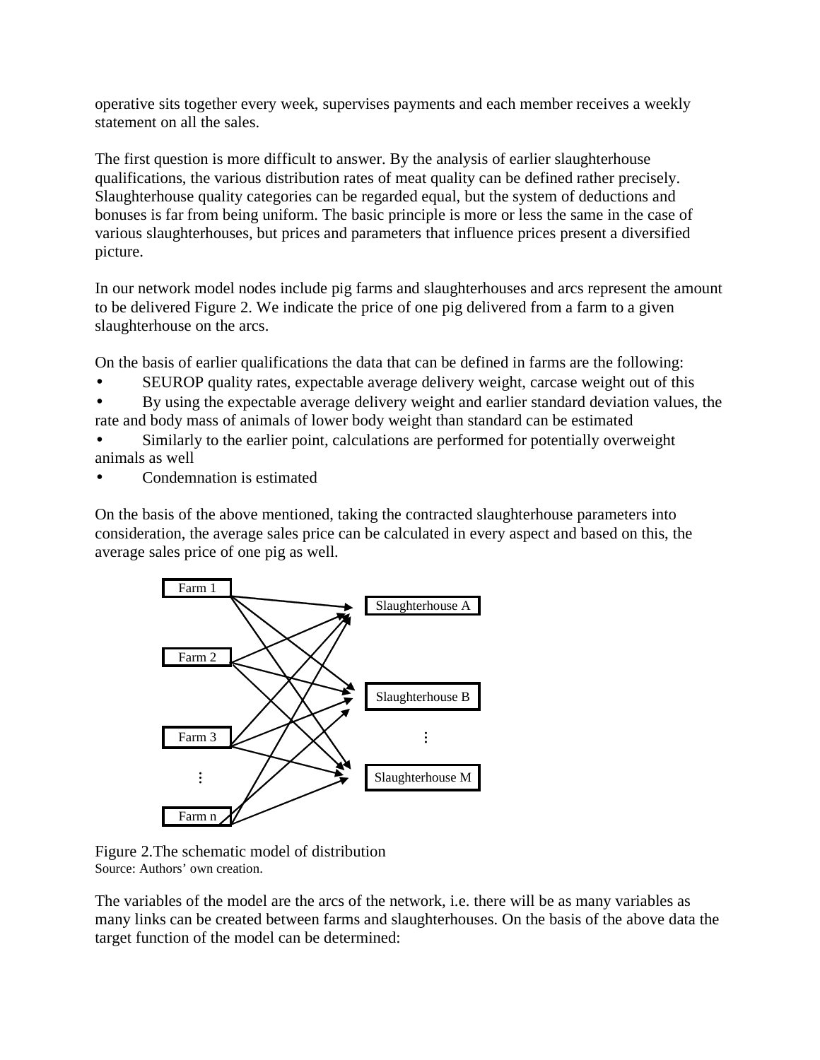operative sits together every week, supervises payments and each member receives a weekly statement on all the sales.

The first question is more difficult to answer. By the analysis of earlier slaughterhouse qualifications, the various distribution rates of meat quality can be defined rather precisely. Slaughterhouse quality categories can be regarded equal, but the system of deductions and bonuses is far from being uniform. The basic principle is more or less the same in the case of various slaughterhouses, but prices and parameters that influence prices present a diversified picture.

In our network model nodes include pig farms and slaughterhouses and arcs represent the amount to be delivered Figure 2. We indicate the price of one pig delivered from a farm to a given slaughterhouse on the arcs.

On the basis of earlier qualifications the data that can be defined in farms are the following:

- SEUROP quality rates, expectable average delivery weight, carcase weight out of this
- By using the expectable average delivery weight and earlier standard deviation values, the rate and body mass of animals of lower body weight than standard can be estimated
- Similarly to the earlier point, calculations are performed for potentially overweight animals as well
- Condemnation is estimated

On the basis of the above mentioned, taking the contracted slaughterhouse parameters into consideration, the average sales price can be calculated in every aspect and based on this, the average sales price of one pig as well.

Farm 1, Farm 2, Farm 3, ⋮, Farm n → Slaughterhouse A, Slaughterhouse B, ⋮, Slaughterhouse M

Figure 2.The schematic model of distribution
Source: Authors' own creation.

The variables of the model are the arcs of the network, i.e. there will be as many variables as many links can be created between farms and slaughterhouses. On the basis of the above data the target function of the model can be determined: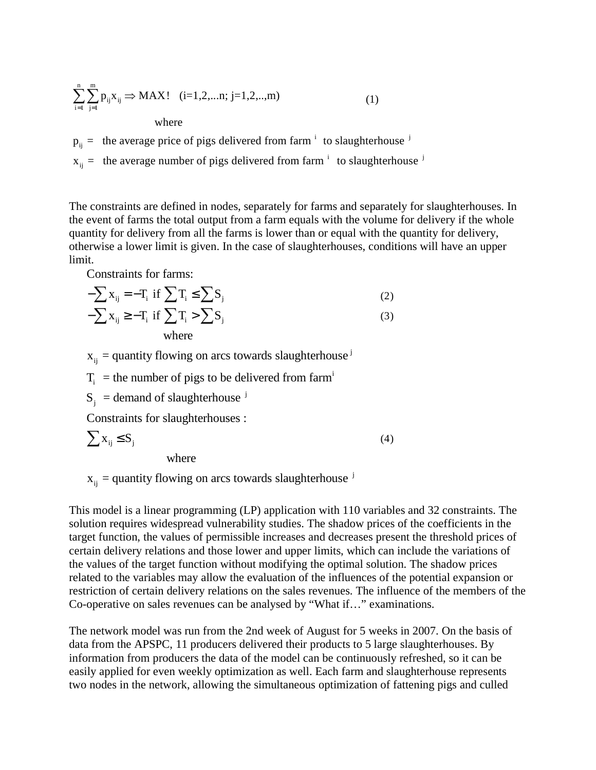$$\sum_{i=1}^{n}\sum_{j=1}^{m} p_{ij}x_{ij} \Rightarrow MAX! \quad (i=1,2,...n;\ j=1,2,..,m) \tag{1}$$

where

$p_{ij}$ = the average price of pigs delivered from farm $^{i}$ to slaughterhouse $^{j}$

$x_{ij}$ = the average number of pigs delivered from farm $^{i}$ to slaughterhouse $^{j}$

The constraints are defined in nodes, separately for farms and separately for slaughterhouses. In the event of farms the total output from a farm equals with the volume for delivery if the whole quantity for delivery from all the farms is lower than or equal with the quantity for delivery, otherwise a lower limit is given. In the case of slaughterhouses, conditions will have an upper limit.

Constraints for farms:

$$-\sum x_{ij} = -T_i \text{ if } \sum T_i \le \sum S_j \tag{2}$$

$$-\sum x_{ij} \ge -T_i \text{ if } \sum T_i > \sum S_j \tag{3}$$

where

$x_{ij}$ = quantity flowing on arcs towards slaughterhouse $^{j}$

$T_i$ = the number of pigs to be delivered from farm$^{i}$

$S_j$ = demand of slaughterhouse $^{j}$

Constraints for slaughterhouses :

$$\sum x_{ij} \le S_j \tag{4}$$

where

$x_{ij}$ = quantity flowing on arcs towards slaughterhouse $^{j}$

This model is a linear programming (LP) application with 110 variables and 32 constraints. The solution requires widespread vulnerability studies. The shadow prices of the coefficients in the target function, the values of permissible increases and decreases present the threshold prices of certain delivery relations and those lower and upper limits, which can include the variations of the values of the target function without modifying the optimal solution. The shadow prices related to the variables may allow the evaluation of the influences of the potential expansion or restriction of certain delivery relations on the sales revenues. The influence of the members of the Co-operative on sales revenues can be analysed by "What if…" examinations.

The network model was run from the 2nd week of August for 5 weeks in 2007. On the basis of data from the APSPC, 11 producers delivered their products to 5 large slaughterhouses. By information from producers the data of the model can be continuously refreshed, so it can be easily applied for even weekly optimization as well. Each farm and slaughterhouse represents two nodes in the network, allowing the simultaneous optimization of fattening pigs and culled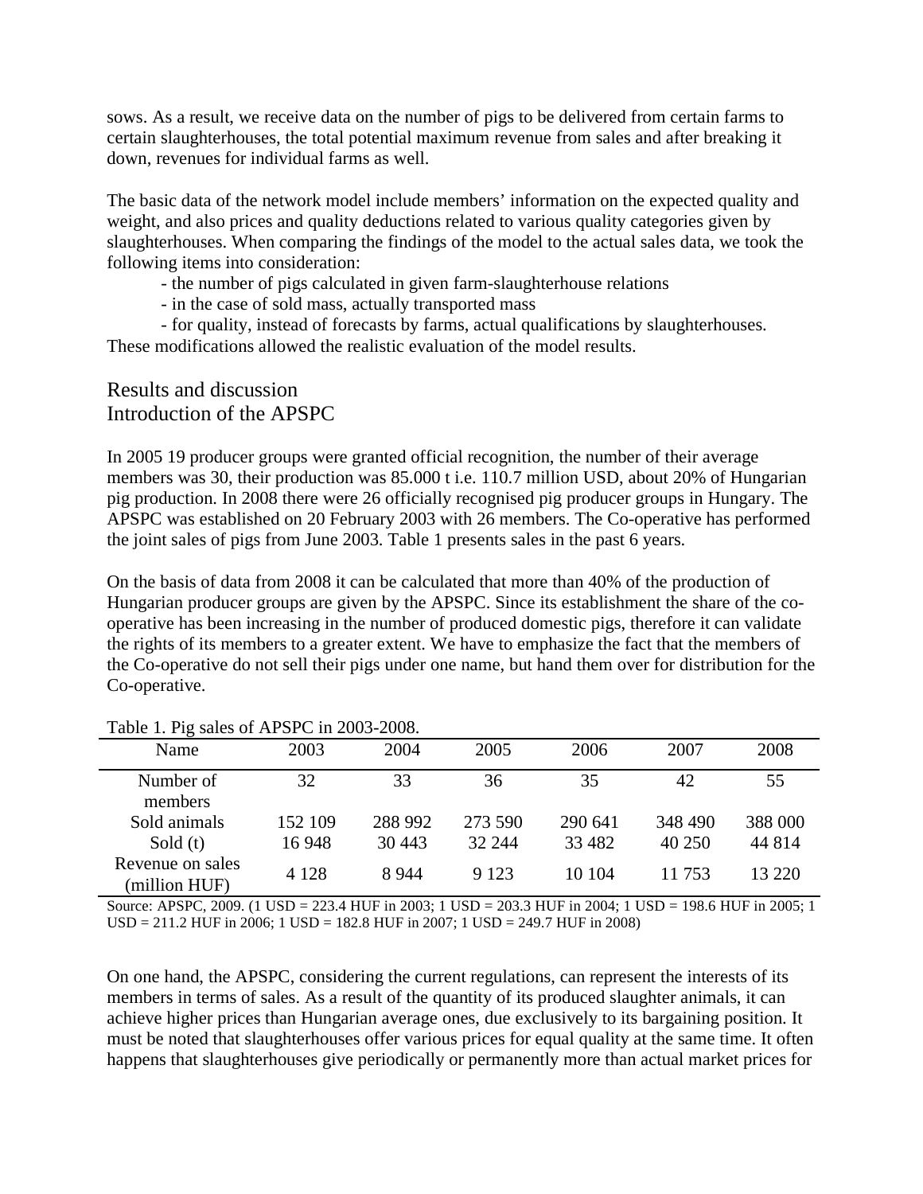sows. As a result, we receive data on the number of pigs to be delivered from certain farms to certain slaughterhouses, the total potential maximum revenue from sales and after breaking it down, revenues for individual farms as well.

The basic data of the network model include members' information on the expected quality and weight, and also prices and quality deductions related to various quality categories given by slaughterhouses. When comparing the findings of the model to the actual sales data, we took the following items into consideration:

- the number of pigs calculated in given farm-slaughterhouse relations
- in the case of sold mass, actually transported mass
- for quality, instead of forecasts by farms, actual qualifications by slaughterhouses.

These modifications allowed the realistic evaluation of the model results.

## Results and discussion

## Introduction of the APSPC

In 2005 19 producer groups were granted official recognition, the number of their average members was 30, their production was 85.000 t i.e. 110.7 million USD, about 20% of Hungarian pig production. In 2008 there were 26 officially recognised pig producer groups in Hungary. The APSPC was established on 20 February 2003 with 26 members. The Co-operative has performed the joint sales of pigs from June 2003. Table 1 presents sales in the past 6 years.

On the basis of data from 2008 it can be calculated that more than 40% of the production of Hungarian producer groups are given by the APSPC. Since its establishment the share of the co-operative has been increasing in the number of produced domestic pigs, therefore it can validate the rights of its members to a greater extent. We have to emphasize the fact that the members of the Co-operative do not sell their pigs under one name, but hand them over for distribution for the Co-operative.

Table 1. Pig sales of APSPC in 2003-2008.

| Name | 2003 | 2004 | 2005 | 2006 | 2007 | 2008 |
|---|---|---|---|---|---|---|
| Number of members | 32 | 33 | 36 | 35 | 42 | 55 |
| Sold animals | 152 109 | 288 992 | 273 590 | 290 641 | 348 490 | 388 000 |
| Sold (t) | 16 948 | 30 443 | 32 244 | 33 482 | 40 250 | 44 814 |
| Revenue on sales (million HUF) | 4 128 | 8 944 | 9 123 | 10 104 | 11 753 | 13 220 |

Source: APSPC, 2009. (1 USD = 223.4 HUF in 2003; 1 USD = 203.3 HUF in 2004; 1 USD = 198.6 HUF in 2005; 1 USD = 211.2 HUF in 2006; 1 USD = 182.8 HUF in 2007; 1 USD = 249.7 HUF in 2008)

On one hand, the APSPC, considering the current regulations, can represent the interests of its members in terms of sales. As a result of the quantity of its produced slaughter animals, it can achieve higher prices than Hungarian average ones, due exclusively to its bargaining position. It must be noted that slaughterhouses offer various prices for equal quality at the same time. It often happens that slaughterhouses give periodically or permanently more than actual market prices for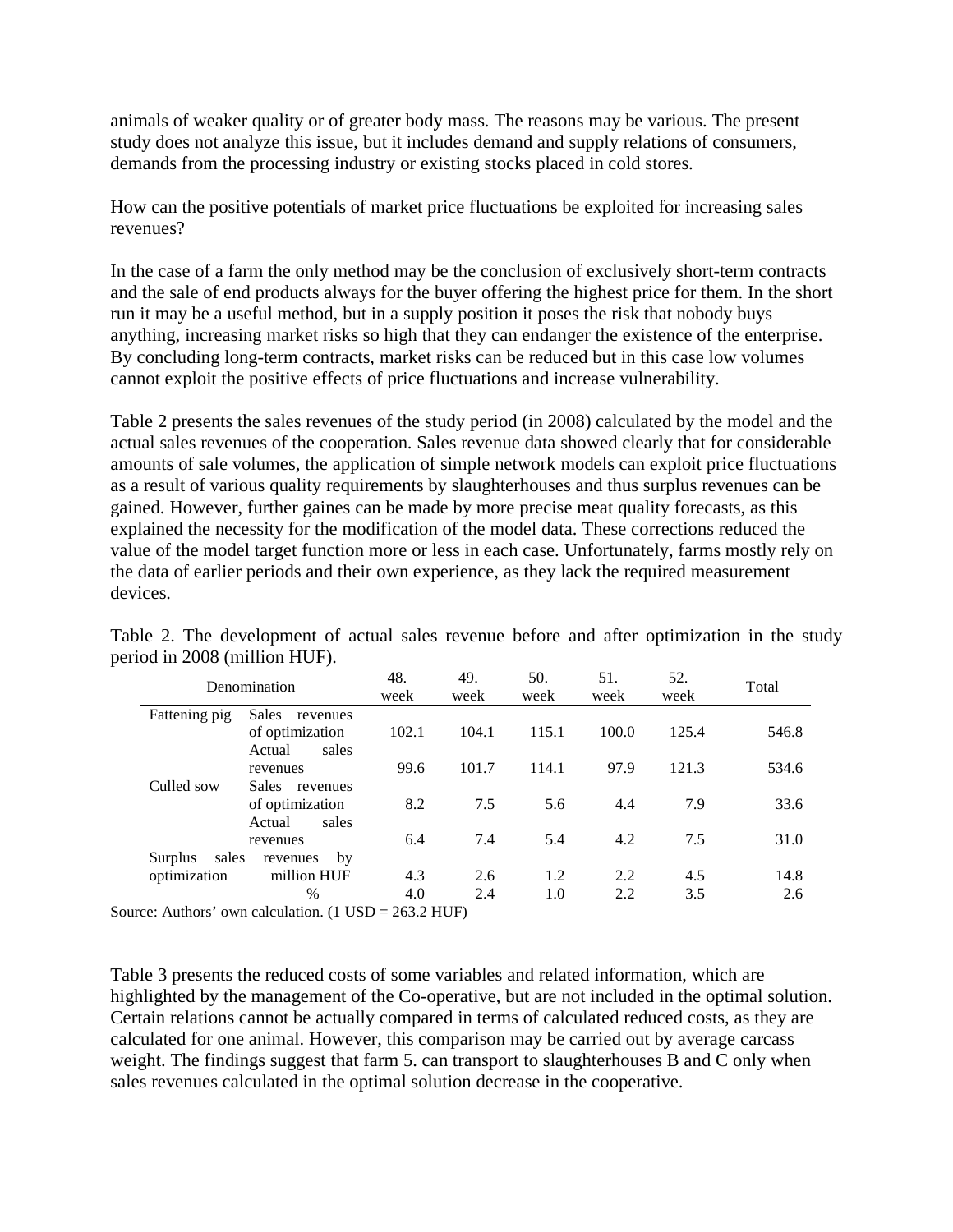animals of weaker quality or of greater body mass. The reasons may be various. The present study does not analyze this issue, but it includes demand and supply relations of consumers, demands from the processing industry or existing stocks placed in cold stores.

How can the positive potentials of market price fluctuations be exploited for increasing sales revenues?

In the case of a farm the only method may be the conclusion of exclusively short-term contracts and the sale of end products always for the buyer offering the highest price for them. In the short run it may be a useful method, but in a supply position it poses the risk that nobody buys anything, increasing market risks so high that they can endanger the existence of the enterprise. By concluding long-term contracts, market risks can be reduced but in this case low volumes cannot exploit the positive effects of price fluctuations and increase vulnerability.

Table 2 presents the sales revenues of the study period (in 2008) calculated by the model and the actual sales revenues of the cooperation. Sales revenue data showed clearly that for considerable amounts of sale volumes, the application of simple network models can exploit price fluctuations as a result of various quality requirements by slaughterhouses and thus surplus revenues can be gained. However, further gaines can be made by more precise meat quality forecasts, as this explained the necessity for the modification of the model data. These corrections reduced the value of the model target function more or less in each case. Unfortunately, farms mostly rely on the data of earlier periods and their own experience, as they lack the required measurement devices.

Table 2. The development of actual sales revenue before and after optimization in the study period in 2008 (million HUF).

| Denomination | | 48. week | 49. week | 50. week | 51. week | 52. week | Total |
|---|---|---|---|---|---|---|---|
| Fattening pig | Sales revenues of optimization | 102.1 | 104.1 | 115.1 | 100.0 | 125.4 | 546.8 |
| | Actual sales revenues | 99.6 | 101.7 | 114.1 | 97.9 | 121.3 | 534.6 |
| Culled sow | Sales revenues of optimization | 8.2 | 7.5 | 5.6 | 4.4 | 7.9 | 33.6 |
| | Actual sales revenues | 6.4 | 7.4 | 5.4 | 4.2 | 7.5 | 31.0 |
| Surplus sales revenues by optimization | million HUF | 4.3 | 2.6 | 1.2 | 2.2 | 4.5 | 14.8 |
| | % | 4.0 | 2.4 | 1.0 | 2.2 | 3.5 | 2.6 |

Source: Authors' own calculation. (1 USD = 263.2 HUF)

Table 3 presents the reduced costs of some variables and related information, which are highlighted by the management of the Co-operative, but are not included in the optimal solution. Certain relations cannot be actually compared in terms of calculated reduced costs, as they are calculated for one animal. However, this comparison may be carried out by average carcass weight. The findings suggest that farm 5. can transport to slaughterhouses B and C only when sales revenues calculated in the optimal solution decrease in the cooperative.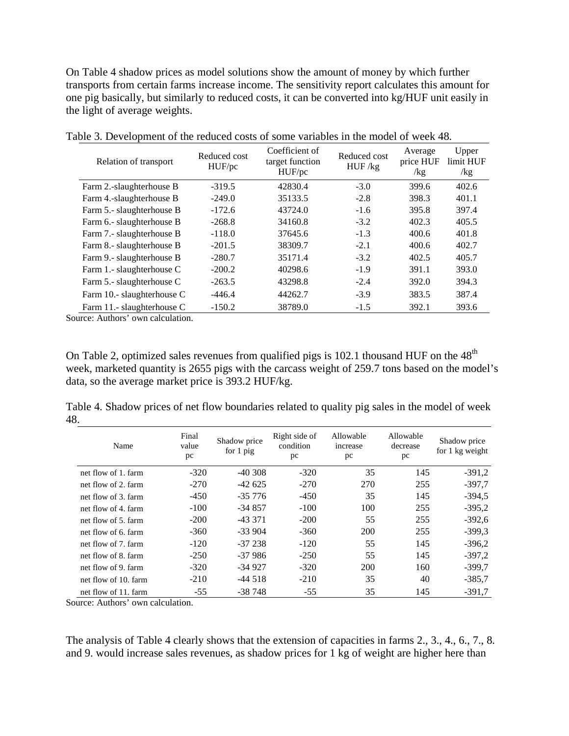On Table 4 shadow prices as model solutions show the amount of money by which further transports from certain farms increase income. The sensitivity report calculates this amount for one pig basically, but similarly to reduced costs, it can be converted into kg/HUF unit easily in the light of average weights.

Table 3. Development of the reduced costs of some variables in the model of week 48.

| Relation of transport | Reduced cost HUF/pc | Coefficient of target function HUF/pc | Reduced cost HUF /kg | Average price HUF /kg | Upper limit HUF /kg |
|---|---|---|---|---|---|
| Farm 2.-slaughterhouse B | -319.5 | 42830.4 | -3.0 | 399.6 | 402.6 |
| Farm 4.-slaughterhouse B | -249.0 | 35133.5 | -2.8 | 398.3 | 401.1 |
| Farm 5.- slaughterhouse B | -172.6 | 43724.0 | -1.6 | 395.8 | 397.4 |
| Farm 6.- slaughterhouse B | -268.8 | 34160.8 | -3.2 | 402.3 | 405.5 |
| Farm 7.- slaughterhouse B | -118.0 | 37645.6 | -1.3 | 400.6 | 401.8 |
| Farm 8.- slaughterhouse B | -201.5 | 38309.7 | -2.1 | 400.6 | 402.7 |
| Farm 9.- slaughterhouse B | -280.7 | 35171.4 | -3.2 | 402.5 | 405.7 |
| Farm 1.- slaughterhouse C | -200.2 | 40298.6 | -1.9 | 391.1 | 393.0 |
| Farm 5.- slaughterhouse C | -263.5 | 43298.8 | -2.4 | 392.0 | 394.3 |
| Farm 10.- slaughterhouse C | -446.4 | 44262.7 | -3.9 | 383.5 | 387.4 |
| Farm 11.- slaughterhouse C | -150.2 | 38789.0 | -1.5 | 392.1 | 393.6 |

Source: Authors' own calculation.

On Table 2, optimized sales revenues from qualified pigs is 102.1 thousand HUF on the 48th week, marketed quantity is 2655 pigs with the carcass weight of 259.7 tons based on the model's data, so the average market price is 393.2 HUF/kg.

Table 4. Shadow prices of net flow boundaries related to quality pig sales in the model of week 48.

| Name | Final value pc | Shadow price for 1 pig | Right side of condition pc | Allowable increase pc | Allowable decrease pc | Shadow price for 1 kg weight |
|---|---|---|---|---|---|---|
| net flow of 1. farm | -320 | -40 308 | -320 | 35 | 145 | -391,2 |
| net flow of 2. farm | -270 | -42 625 | -270 | 270 | 255 | -397,7 |
| net flow of 3. farm | -450 | -35 776 | -450 | 35 | 145 | -394,5 |
| net flow of 4. farm | -100 | -34 857 | -100 | 100 | 255 | -395,2 |
| net flow of 5. farm | -200 | -43 371 | -200 | 55 | 255 | -392,6 |
| net flow of 6. farm | -360 | -33 904 | -360 | 200 | 255 | -399,3 |
| net flow of 7. farm | -120 | -37 238 | -120 | 55 | 145 | -396,2 |
| net flow of 8. farm | -250 | -37 986 | -250 | 55 | 145 | -397,2 |
| net flow of 9. farm | -320 | -34 927 | -320 | 200 | 160 | -399,7 |
| net flow of 10. farm | -210 | -44 518 | -210 | 35 | 40 | -385,7 |
| net flow of 11. farm | -55 | -38 748 | -55 | 35 | 145 | -391,7 |

Source: Authors' own calculation.

The analysis of Table 4 clearly shows that the extension of capacities in farms 2., 3., 4., 6., 7., 8. and 9. would increase sales revenues, as shadow prices for 1 kg of weight are higher here than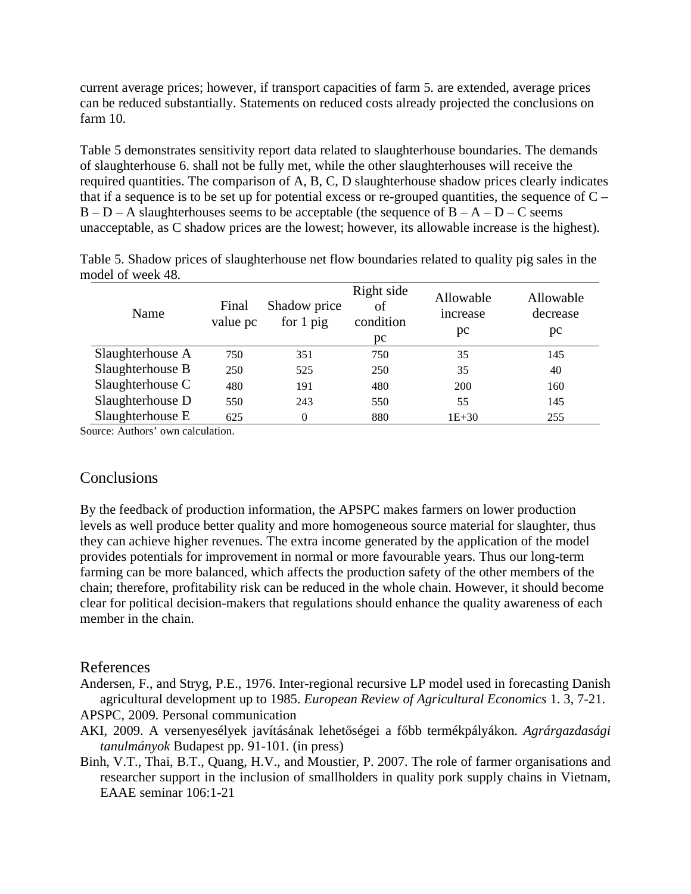current average prices; however, if transport capacities of farm 5. are extended, average prices can be reduced substantially. Statements on reduced costs already projected the conclusions on farm 10.

Table 5 demonstrates sensitivity report data related to slaughterhouse boundaries. The demands of slaughterhouse 6. shall not be fully met, while the other slaughterhouses will receive the required quantities. The comparison of A, B, C, D slaughterhouse shadow prices clearly indicates that if a sequence is to be set up for potential excess or re-grouped quantities, the sequence of C – B – D – A slaughterhouses seems to be acceptable (the sequence of B – A – D – C seems unacceptable, as C shadow prices are the lowest; however, its allowable increase is the highest).

Table 5. Shadow prices of slaughterhouse net flow boundaries related to quality pig sales in the model of week 48.

| Name | Final value pc | Shadow price for 1 pig | Right side of condition pc | Allowable increase pc | Allowable decrease pc |
|---|---|---|---|---|---|
| Slaughterhouse A | 750 | 351 | 750 | 35 | 145 |
| Slaughterhouse B | 250 | 525 | 250 | 35 | 40 |
| Slaughterhouse C | 480 | 191 | 480 | 200 | 160 |
| Slaughterhouse D | 550 | 243 | 550 | 55 | 145 |
| Slaughterhouse E | 625 | 0 | 880 | 1E+30 | 255 |

Source: Authors' own calculation.

## Conclusions

By the feedback of production information, the APSPC makes farmers on lower production levels as well produce better quality and more homogeneous source material for slaughter, thus they can achieve higher revenues. The extra income generated by the application of the model provides potentials for improvement in normal or more favourable years. Thus our long-term farming can be more balanced, which affects the production safety of the other members of the chain; therefore, profitability risk can be reduced in the whole chain. However, it should become clear for political decision-makers that regulations should enhance the quality awareness of each member in the chain.

## References

Andersen, F., and Stryg, P.E., 1976. Inter-regional recursive LP model used in forecasting Danish agricultural development up to 1985. *European Review of Agricultural Economics* 1. 3, 7-21.

APSPC, 2009. Personal communication

AKI, 2009. A versenyesélyek javításának lehetőségei a főbb termékpályákon. *Agrárgazdasági tanulmányok* Budapest pp. 91-101. (in press)

Binh, V.T., Thai, B.T., Quang, H.V., and Moustier, P. 2007. The role of farmer organisations and researcher support in the inclusion of smallholders in quality pork supply chains in Vietnam, EAAE seminar 106:1-21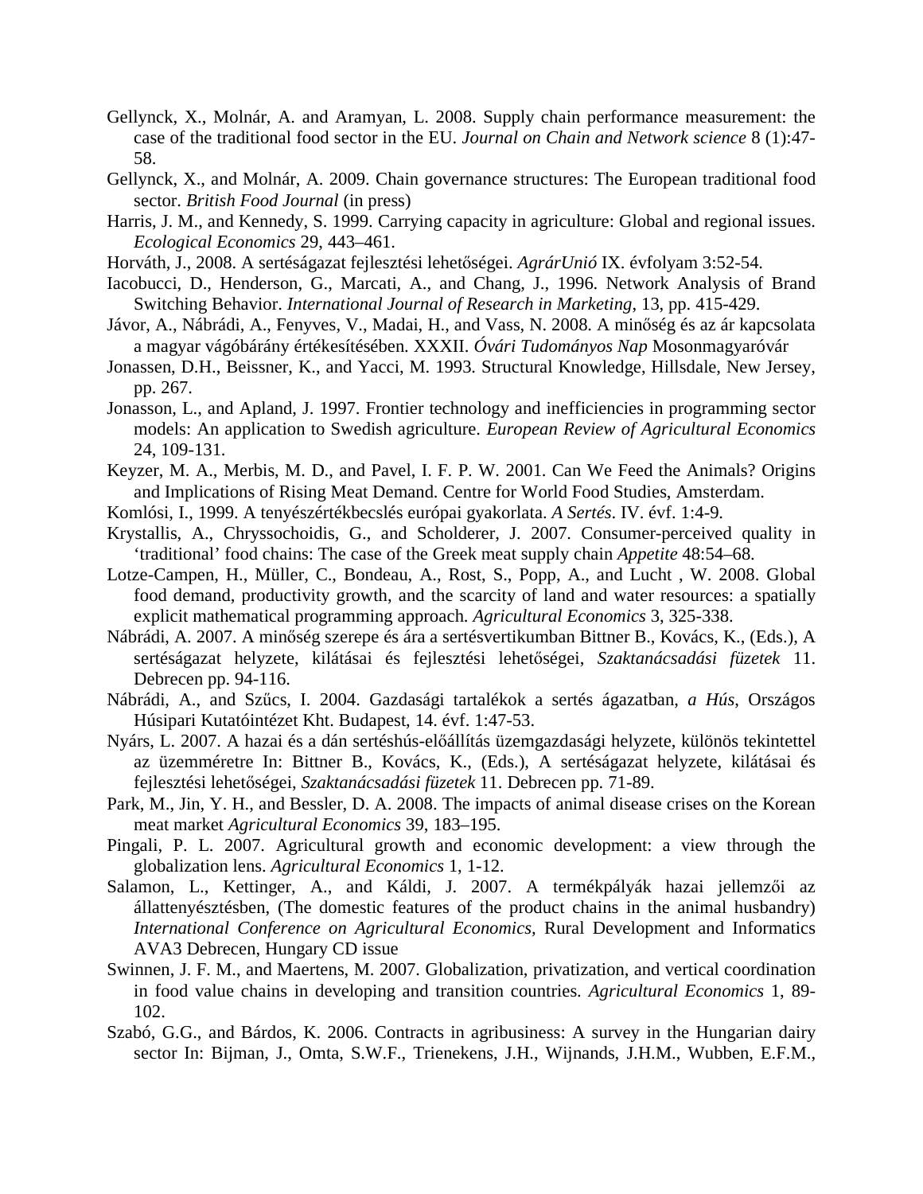Gellynck, X., Molnár, A. and Aramyan, L. 2008. Supply chain performance measurement: the case of the traditional food sector in the EU. *Journal on Chain and Network science* 8 (1):47-58.

Gellynck, X., and Molnár, A. 2009. Chain governance structures: The European traditional food sector. *British Food Journal* (in press)

Harris, J. M., and Kennedy, S. 1999. Carrying capacity in agriculture: Global and regional issues. *Ecological Economics* 29, 443–461.

Horváth, J., 2008. A sertéságazat fejlesztési lehetőségei. *AgrárUnió* IX. évfolyam 3:52-54.

Iacobucci, D., Henderson, G., Marcati, A., and Chang, J., 1996. Network Analysis of Brand Switching Behavior. *International Journal of Research in Marketing*, 13, pp. 415-429.

Jávor, A., Nábrádi, A., Fenyves, V., Madai, H., and Vass, N. 2008. A minőség és az ár kapcsolata a magyar vágóbárány értékesítésében. XXXII. *Óvári Tudományos Nap* Mosonmagyaróvár

Jonassen, D.H., Beissner, K., and Yacci, M. 1993. Structural Knowledge, Hillsdale, New Jersey, pp. 267.

Jonasson, L., and Apland, J. 1997. Frontier technology and inefficiencies in programming sector models: An application to Swedish agriculture. *European Review of Agricultural Economics* 24, 109-131.

Keyzer, M. A., Merbis, M. D., and Pavel, I. F. P. W. 2001. Can We Feed the Animals? Origins and Implications of Rising Meat Demand. Centre for World Food Studies, Amsterdam.

Komlósi, I., 1999. A tenyészértékbecslés európai gyakorlata. *A Sertés*. IV. évf. 1:4-9.

Krystallis, A., Chryssochoidis, G., and Scholderer, J. 2007. Consumer-perceived quality in 'traditional' food chains: The case of the Greek meat supply chain *Appetite* 48:54–68.

Lotze-Campen, H., Müller, C., Bondeau, A., Rost, S., Popp, A., and Lucht , W. 2008. Global food demand, productivity growth, and the scarcity of land and water resources: a spatially explicit mathematical programming approach. *Agricultural Economics* 3, 325-338.

Nábrádi, A. 2007. A minőség szerepe és ára a sertésvertikumban Bittner B., Kovács, K., (Eds.), A sertéságazat helyzete, kilátásai és fejlesztési lehetőségei, *Szaktanácsadási füzetek* 11. Debrecen pp. 94-116.

Nábrádi, A., and Szűcs, I. 2004. Gazdasági tartalékok a sertés ágazatban, *a Hús*, Országos Húsipari Kutatóintézet Kht. Budapest, 14. évf. 1:47-53.

Nyárs, L. 2007. A hazai és a dán sertéshús-előállítás üzemgazdasági helyzete, különös tekintettel az üzemméretre In: Bittner B., Kovács, K., (Eds.), A sertéságazat helyzete, kilátásai és fejlesztési lehetőségei, *Szaktanácsadási füzetek* 11. Debrecen pp. 71-89.

Park, M., Jin, Y. H., and Bessler, D. A. 2008. The impacts of animal disease crises on the Korean meat market *Agricultural Economics* 39, 183–195.

Pingali, P. L. 2007. Agricultural growth and economic development: a view through the globalization lens. *Agricultural Economics* 1, 1-12.

Salamon, L., Kettinger, A., and Káldi, J. 2007. A termékpályák hazai jellemzői az állattenyésztésben, (The domestic features of the product chains in the animal husbandry) *International Conference on Agricultural Economics,* Rural Development and Informatics AVA3 Debrecen, Hungary CD issue

Swinnen, J. F. M., and Maertens, M. 2007. Globalization, privatization, and vertical coordination in food value chains in developing and transition countries. *Agricultural Economics* 1, 89-102.

Szabó, G.G., and Bárdos, K. 2006. Contracts in agribusiness: A survey in the Hungarian dairy sector In: Bijman, J., Omta, S.W.F., Trienekens, J.H., Wijnands, J.H.M., Wubben, E.F.M.,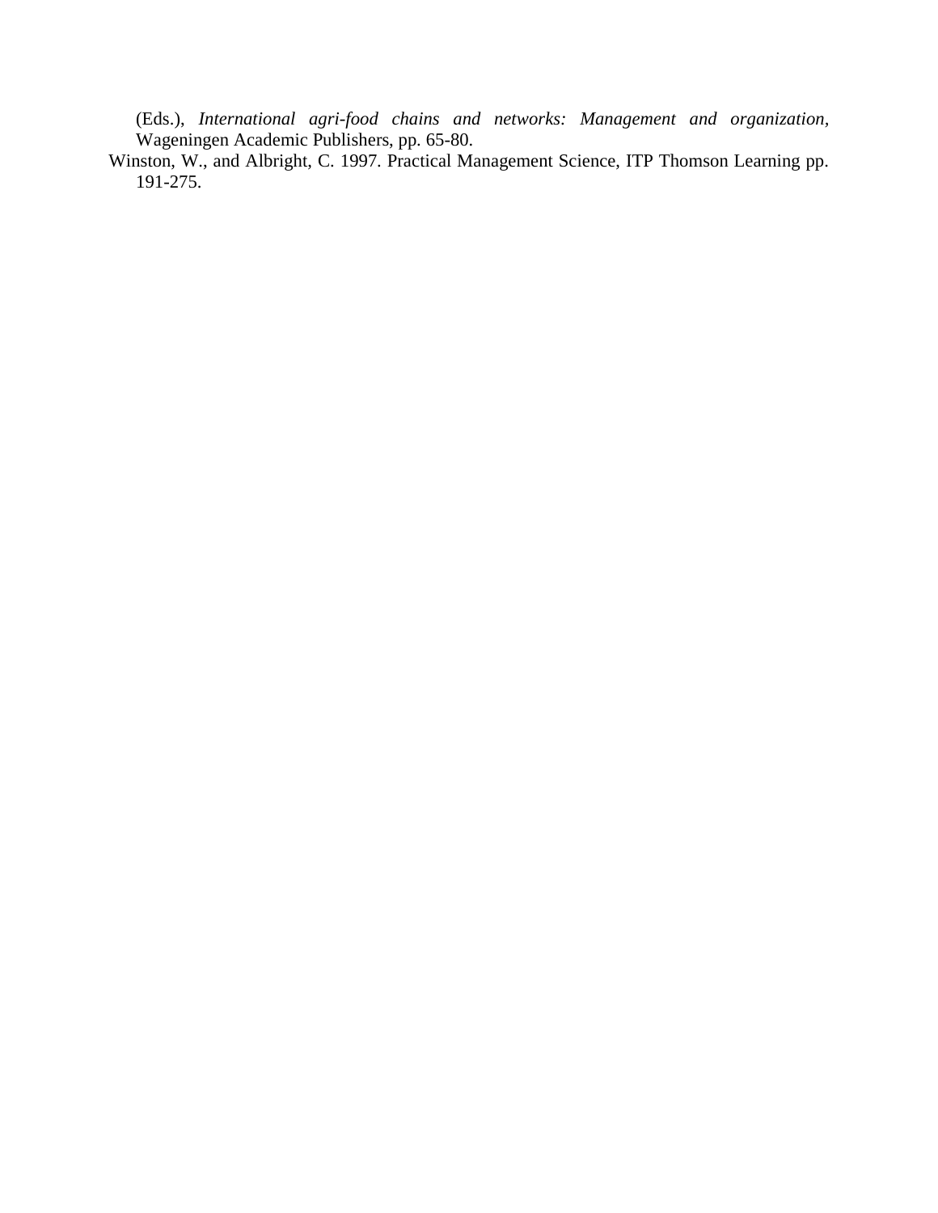(Eds.), *International agri-food chains and networks: Management and organization,* Wageningen Academic Publishers, pp. 65-80.

Winston, W., and Albright, C. 1997. Practical Management Science, ITP Thomson Learning pp. 191-275.